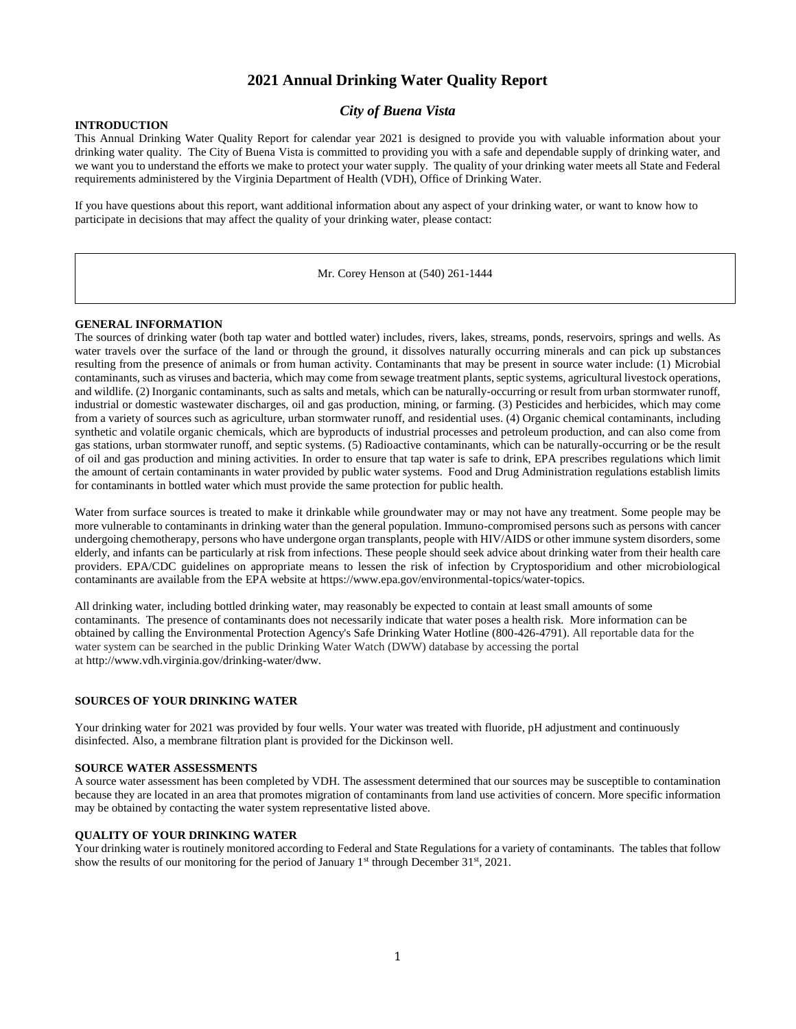# 2021 Annual Drinking Water Quality Report

## *City of Buena Vista*

**INTRODUCTION**

This Annual Drinking Water Quality Report for calendar year 2021 is designed to provide you with valuable information about your drinking water quality. The City of Buena Vista is committed to providing you with a safe and dependable supply of drinking water, and we want you to understand the efforts we make to protect your water supply. The quality of your drinking water meets all State and Federal requirements administered by the Virginia Department of Health (VDH), Office of Drinking Water.

If you have questions about this report, want additional information about any aspect of your drinking water, or want to know how to participate in decisions that may affect the quality of your drinking water, please contact:

Mr. Corey Henson at (540) 261-1444

**GENERAL INFORMATION**

The sources of drinking water (both tap water and bottled water) includes, rivers, lakes, streams, ponds, reservoirs, springs and wells. As water travels over the surface of the land or through the ground, it dissolves naturally occurring minerals and can pick up substances resulting from the presence of animals or from human activity. Contaminants that may be present in source water include: (1) Microbial contaminants, such as viruses and bacteria, which may come from sewage treatment plants, septic systems, agricultural livestock operations, and wildlife. (2) Inorganic contaminants, such as salts and metals, which can be naturally-occurring or result from urban stormwater runoff, industrial or domestic wastewater discharges, oil and gas production, mining, or farming. (3) Pesticides and herbicides, which may come from a variety of sources such as agriculture, urban stormwater runoff, and residential uses. (4) Organic chemical contaminants, including synthetic and volatile organic chemicals, which are byproducts of industrial processes and petroleum production, and can also come from gas stations, urban stormwater runoff, and septic systems. (5) Radioactive contaminants, which can be naturally-occurring or be the result of oil and gas production and mining activities. In order to ensure that tap water is safe to drink, EPA prescribes regulations which limit the amount of certain contaminants in water provided by public water systems. Food and Drug Administration regulations establish limits for contaminants in bottled water which must provide the same protection for public health.

Water from surface sources is treated to make it drinkable while groundwater may or may not have any treatment. Some people may be more vulnerable to contaminants in drinking water than the general population. Immuno-compromised persons such as persons with cancer undergoing chemotherapy, persons who have undergone organ transplants, people with HIV/AIDS or other immune system disorders, some elderly, and infants can be particularly at risk from infections. These people should seek advice about drinking water from their health care providers. EPA/CDC guidelines on appropriate means to lessen the risk of infection by Cryptosporidium and other microbiological contaminants are available from the EPA website at https://www.epa.gov/environmental-topics/water-topics.

All drinking water, including bottled drinking water, may reasonably be expected to contain at least small amounts of some contaminants. The presence of contaminants does not necessarily indicate that water poses a health risk. More information can be obtained by calling the Environmental Protection Agency's Safe Drinking Water Hotline (800-426-4791). All reportable data for the water system can be searched in the public Drinking Water Watch (DWW) database by accessing the portal at http://www.vdh.virginia.gov/drinking-water/dww.

**SOURCES OF YOUR DRINKING WATER**

Your drinking water for 2021 was provided by four wells. Your water was treated with fluoride, pH adjustment and continuously disinfected. Also, a membrane filtration plant is provided for the Dickinson well.

**SOURCE WATER ASSESSMENTS**

A source water assessment has been completed by VDH. The assessment determined that our sources may be susceptible to contamination because they are located in an area that promotes migration of contaminants from land use activities of concern. More specific information may be obtained by contacting the water system representative listed above.

**QUALITY OF YOUR DRINKING WATER**

Your drinking water is routinely monitored according to Federal and State Regulations for a variety of contaminants. The tables that follow show the results of our monitoring for the period of January 1st through December 31st, 2021.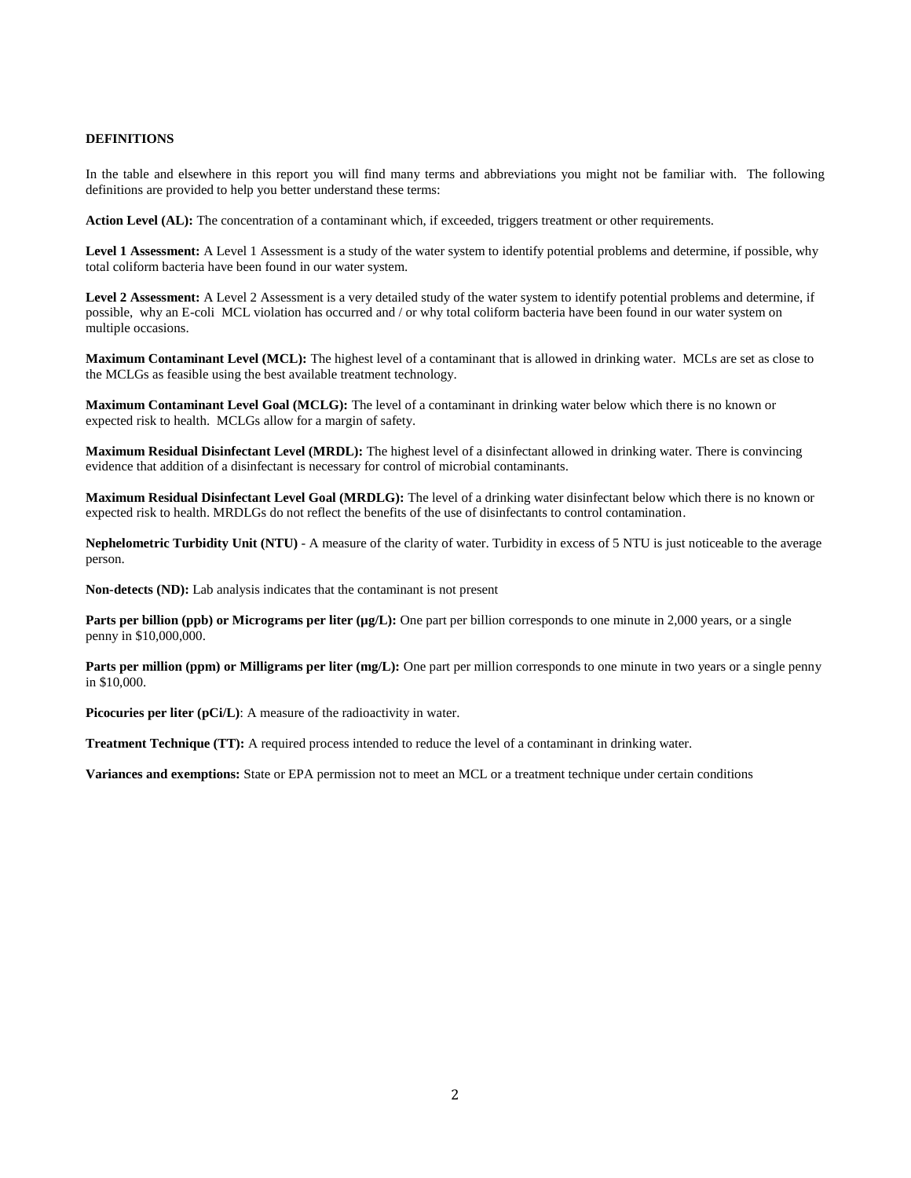## DEFINITIONS

In the table and elsewhere in this report you will find many terms and abbreviations you might not be familiar with. The following definitions are provided to help you better understand these terms:

**Action Level (AL):** The concentration of a contaminant which, if exceeded, triggers treatment or other requirements.

**Level 1 Assessment:** A Level 1 Assessment is a study of the water system to identify potential problems and determine, if possible, why total coliform bacteria have been found in our water system.

**Level 2 Assessment:** A Level 2 Assessment is a very detailed study of the water system to identify potential problems and determine, if possible, why an E-coli MCL violation has occurred and / or why total coliform bacteria have been found in our water system on multiple occasions.

**Maximum Contaminant Level (MCL):** The highest level of a contaminant that is allowed in drinking water. MCLs are set as close to the MCLGs as feasible using the best available treatment technology.

**Maximum Contaminant Level Goal (MCLG):** The level of a contaminant in drinking water below which there is no known or expected risk to health. MCLGs allow for a margin of safety.

**Maximum Residual Disinfectant Level (MRDL):** The highest level of a disinfectant allowed in drinking water. There is convincing evidence that addition of a disinfectant is necessary for control of microbial contaminants.

**Maximum Residual Disinfectant Level Goal (MRDLG):** The level of a drinking water disinfectant below which there is no known or expected risk to health. MRDLGs do not reflect the benefits of the use of disinfectants to control contamination.

**Nephelometric Turbidity Unit (NTU)** - A measure of the clarity of water. Turbidity in excess of 5 NTU is just noticeable to the average person.

**Non-detects (ND):** Lab analysis indicates that the contaminant is not present

**Parts per billion (ppb) or Micrograms per liter (μg/L):** One part per billion corresponds to one minute in 2,000 years, or a single penny in $10,000,000.

**Parts per million (ppm) or Milligrams per liter (mg/L):** One part per million corresponds to one minute in two years or a single penny in $10,000.

**Picocuries per liter (pCi/L)**: A measure of the radioactivity in water.

**Treatment Technique (TT):** A required process intended to reduce the level of a contaminant in drinking water.

**Variances and exemptions:** State or EPA permission not to meet an MCL or a treatment technique under certain conditions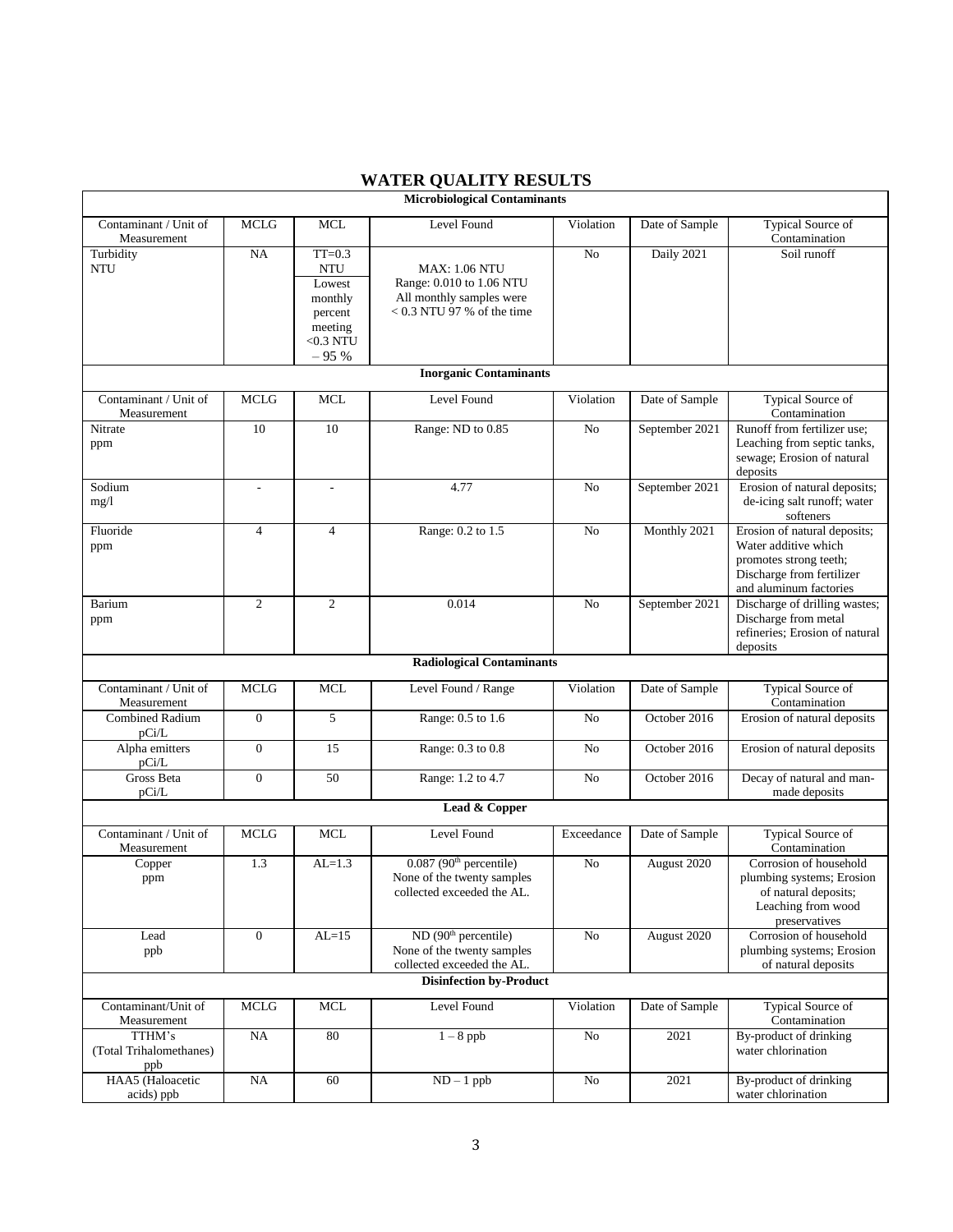# WATER QUALITY RESULTS

| Microbiological Contaminants | | | | | | |
|---|---|---|---|---|---|---|
| Contaminant / Unit of Measurement | MCLG | MCL | Level Found | Violation | Date of Sample | Typical Source of Contamination |
| Turbidity NTU | NA | TT=0.3 NTU Lowest monthly percent meeting <0.3 NTU – 95 % | MAX: 1.06 NTU Range: 0.010 to 1.06 NTU All monthly samples were < 0.3 NTU 97 % of the time | No | Daily 2021 | Soil runoff |
| **Inorganic Contaminants** | | | | | | |
| Contaminant / Unit of Measurement | MCLG | MCL | Level Found | Violation | Date of Sample | Typical Source of Contamination |
| Nitrate ppm | 10 | 10 | Range: ND to 0.85 | No | September 2021 | Runoff from fertilizer use; Leaching from septic tanks, sewage; Erosion of natural deposits |
| Sodium mg/l | - | - | 4.77 | No | September 2021 | Erosion of natural deposits; de-icing salt runoff; water softeners |
| Fluoride ppm | 4 | 4 | Range: 0.2 to 1.5 | No | Monthly 2021 | Erosion of natural deposits; Water additive which promotes strong teeth; Discharge from fertilizer and aluminum factories |
| Barium ppm | 2 | 2 | 0.014 | No | September 2021 | Discharge of drilling wastes; Discharge from metal refineries; Erosion of natural deposits |
| **Radiological Contaminants** | | | | | | |
| Contaminant / Unit of Measurement | MCLG | MCL | Level Found / Range | Violation | Date of Sample | Typical Source of Contamination |
| Combined Radium pCi/L | 0 | 5 | Range: 0.5 to 1.6 | No | October 2016 | Erosion of natural deposits |
| Alpha emitters pCi/L | 0 | 15 | Range: 0.3 to 0.8 | No | October 2016 | Erosion of natural deposits |
| Gross Beta pCi/L | 0 | 50 | Range: 1.2 to 4.7 | No | October 2016 | Decay of natural and man-made deposits |
| **Lead & Copper** | | | | | | |
| Contaminant / Unit of Measurement | MCLG | MCL | Level Found | Exceedance | Date of Sample | Typical Source of Contamination |
| Copper ppm | 1.3 | AL=1.3 | 0.087 (90th percentile) None of the twenty samples collected exceeded the AL. | No | August 2020 | Corrosion of household plumbing systems; Erosion of natural deposits; Leaching from wood preservatives |
| Lead ppb | 0 | AL=15 | ND (90th percentile) None of the twenty samples collected exceeded the AL. | No | August 2020 | Corrosion of household plumbing systems; Erosion of natural deposits |
| **Disinfection by-Product** | | | | | | |
| Contaminant/Unit of Measurement | MCLG | MCL | Level Found | Violation | Date of Sample | Typical Source of Contamination |
| TTHM's (Total Trihalomethanes) ppb | NA | 80 | 1 – 8 ppb | No | 2021 | By-product of drinking water chlorination |
| HAA5 (Haloacetic acids) ppb | NA | 60 | ND – 1 ppb | No | 2021 | By-product of drinking water chlorination |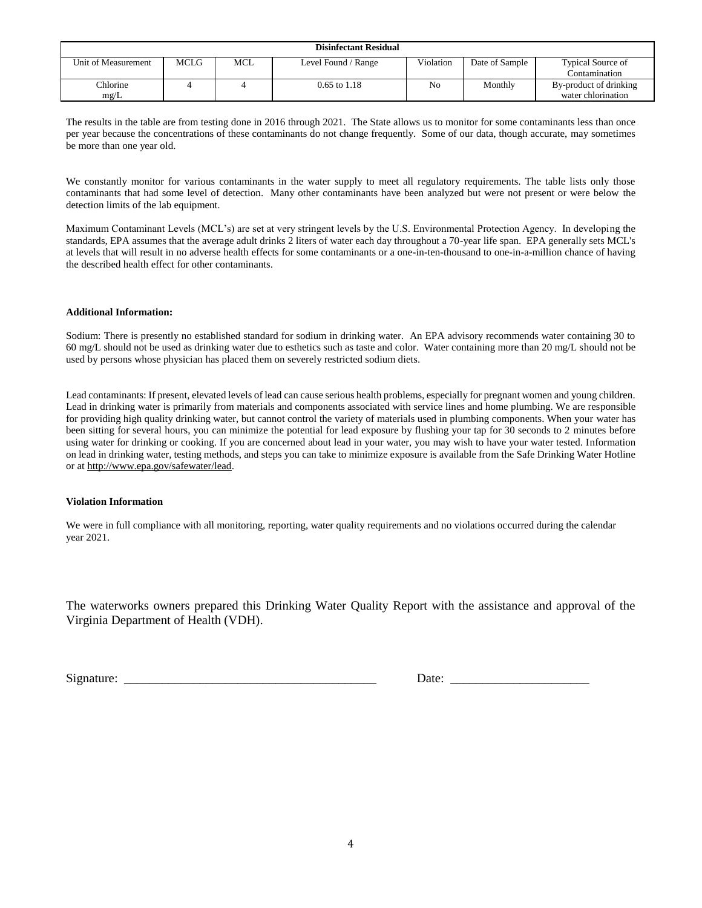| Disinfectant Residual | | | | | | |
| --- | --- | --- | --- | --- | --- | --- |
| Unit of Measurement | MCLG | MCL | Level Found / Range | Violation | Date of Sample | Typical Source of Contamination |
| Chlorine mg/L | 4 | 4 | 0.65 to 1.18 | No | Monthly | By-product of drinking water chlorination |

The results in the table are from testing done in 2016 through 2021. The State allows us to monitor for some contaminants less than once per year because the concentrations of these contaminants do not change frequently. Some of our data, though accurate, may sometimes be more than one year old.

We constantly monitor for various contaminants in the water supply to meet all regulatory requirements. The table lists only those contaminants that had some level of detection. Many other contaminants have been analyzed but were not present or were below the detection limits of the lab equipment.

Maximum Contaminant Levels (MCL's) are set at very stringent levels by the U.S. Environmental Protection Agency. In developing the standards, EPA assumes that the average adult drinks 2 liters of water each day throughout a 70-year life span. EPA generally sets MCL's at levels that will result in no adverse health effects for some contaminants or a one-in-ten-thousand to one-in-a-million chance of having the described health effect for other contaminants.

**Additional Information:**

Sodium: There is presently no established standard for sodium in drinking water. An EPA advisory recommends water containing 30 to 60 mg/L should not be used as drinking water due to esthetics such as taste and color. Water containing more than 20 mg/L should not be used by persons whose physician has placed them on severely restricted sodium diets.

Lead contaminants: If present, elevated levels of lead can cause serious health problems, especially for pregnant women and young children. Lead in drinking water is primarily from materials and components associated with service lines and home plumbing. We are responsible for providing high quality drinking water, but cannot control the variety of materials used in plumbing components. When your water has been sitting for several hours, you can minimize the potential for lead exposure by flushing your tap for 30 seconds to 2 minutes before using water for drinking or cooking. If you are concerned about lead in your water, you may wish to have your water tested. Information on lead in drinking water, testing methods, and steps you can take to minimize exposure is available from the Safe Drinking Water Hotline or at http://www.epa.gov/safewater/lead.

**Violation Information**

We were in full compliance with all monitoring, reporting, water quality requirements and no violations occurred during the calendar year 2021.

The waterworks owners prepared this Drinking Water Quality Report with the assistance and approval of the Virginia Department of Health (VDH).

Signature: ________________________________________ Date: ______________________